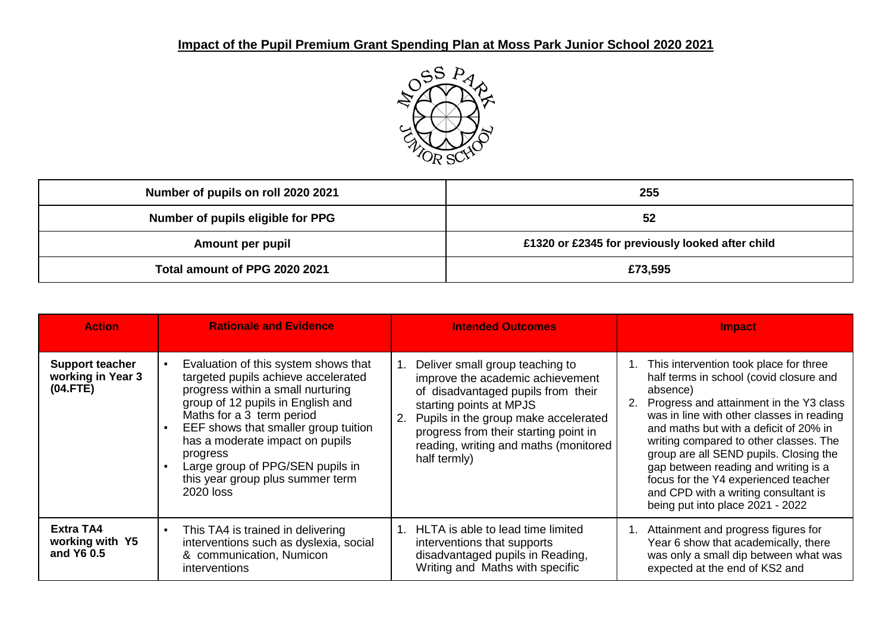# Impact of the Pupil Premium Grant Spending Plan at Moss Park Junior School 2020 2021

| Number of pupils on roll 2020 2021 | 255 |
|---|---|
| Number of pupils eligible for PPG | 52 |
| Amount per pupil | £1320 or £2345 for previously looked after child |
| Total amount of PPG 2020 2021 | £73,595 |

| Action | Rationale and Evidence | Intended Outcomes | Impact |
|---|---|---|---|
| **Support teacher working in Year 3 (04.FTE)** | ▪ Evaluation of this system shows that targeted pupils achieve accelerated progress within a small nurturing group of 12 pupils in English and Maths for a 3 term period<br>▪ EEF shows that smaller group tuition has a moderate impact on pupils progress<br>▪ Large group of PPG/SEN pupils in this year group plus summer term 2020 loss | 1. Deliver small group teaching to improve the academic achievement of disadvantaged pupils from their starting points at MPJS<br>2. Pupils in the group make accelerated progress from their starting point in reading, writing and maths (monitored half termly) | 1. This intervention took place for three half terms in school (covid closure and absence)<br>2. Progress and attainment in the Y3 class was in line with other classes in reading and maths but with a deficit of 20% in writing compared to other classes. The group are all SEND pupils. Closing the gap between reading and writing is a focus for the Y4 experienced teacher and CPD with a writing consultant is being put into place 2021 - 2022 |
| **Extra TA4 working with Y5 and Y6 0.5** | ▪ This TA4 is trained in delivering interventions such as dyslexia, social & communication, Numicon interventions | 1. HLTA is able to lead time limited interventions that supports disadvantaged pupils in Reading, Writing and Maths with specific | 1. Attainment and progress figures for Year 6 show that academically, there was only a small dip between what was expected at the end of KS2 and |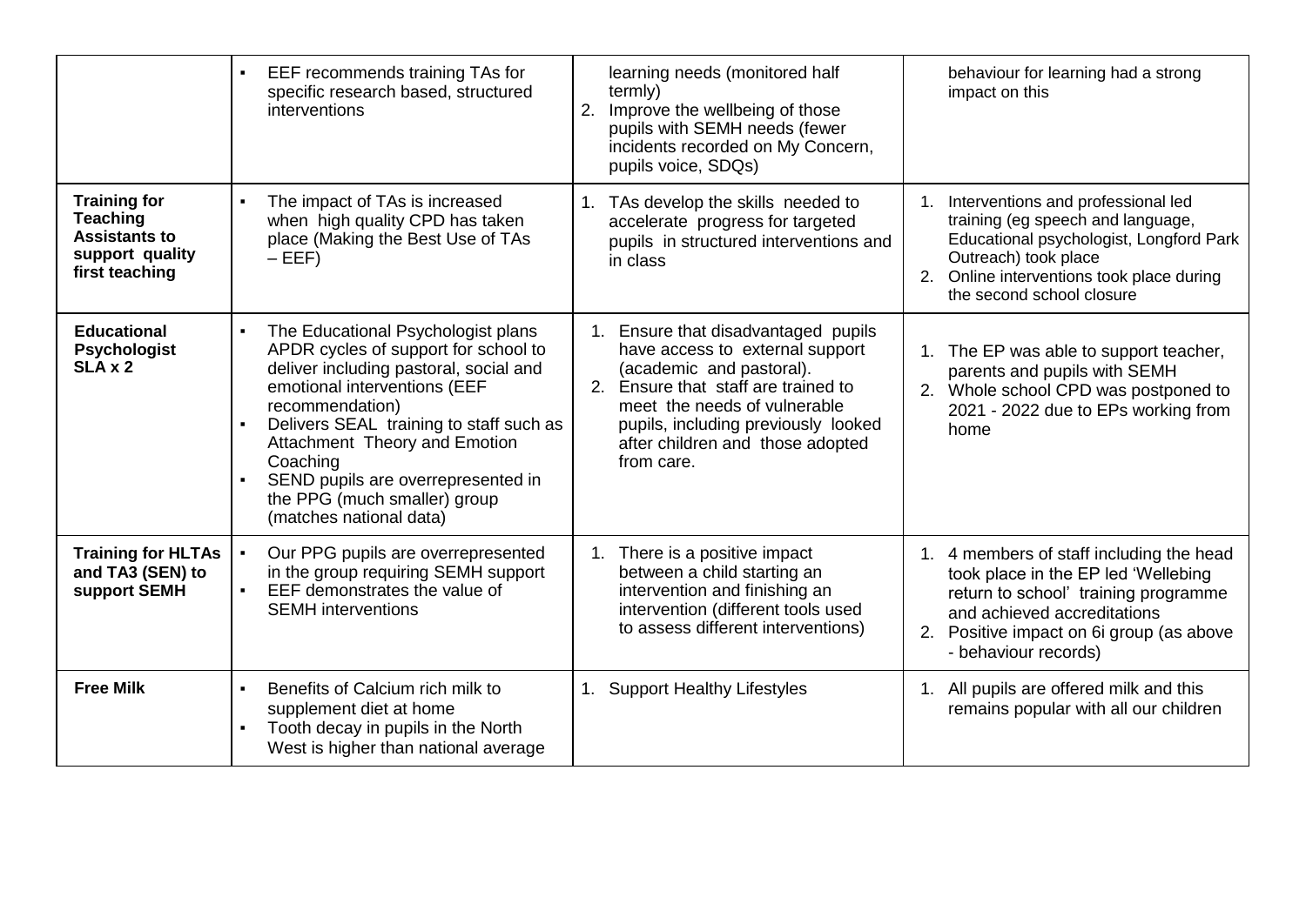| | | | |
|---|---|---|---|
| | ▪ EEF recommends training TAs for specific research based, structured interventions | learning needs (monitored half termly)<br>2. Improve the wellbeing of those pupils with SEMH needs (fewer incidents recorded on My Concern, pupils voice, SDQs) | behaviour for learning had a strong impact on this |
| **Training for Teaching Assistants to support quality first teaching** | ▪ The impact of TAs is increased when high quality CPD has taken place (Making the Best Use of TAs – EEF) | 1. TAs develop the skills needed to accelerate progress for targeted pupils in structured interventions and in class | 1. Interventions and professional led training (eg speech and language, Educational psychologist, Longford Park Outreach) took place<br>2. Online interventions took place during the second school closure |
| **Educational Psychologist SLA x 2** | ▪ The Educational Psychologist plans APDR cycles of support for school to deliver including pastoral, social and emotional interventions (EEF recommendation)<br>▪ Delivers SEAL training to staff such as Attachment Theory and Emotion Coaching<br>▪ SEND pupils are overrepresented in the PPG (much smaller) group (matches national data) | 1. Ensure that disadvantaged pupils have access to external support (academic and pastoral).<br>2. Ensure that staff are trained to meet the needs of vulnerable pupils, including previously looked after children and those adopted from care. | 1. The EP was able to support teacher, parents and pupils with SEMH<br>2. Whole school CPD was postponed to 2021 - 2022 due to EPs working from home |
| **Training for HLTAs and TA3 (SEN) to support SEMH** | ▪ Our PPG pupils are overrepresented in the group requiring SEMH support<br>▪ EEF demonstrates the value of SEMH interventions | 1. There is a positive impact between a child starting an intervention and finishing an intervention (different tools used to assess different interventions) | 1. 4 members of staff including the head took place in the EP led 'Wellebing return to school' training programme and achieved accreditations<br>2. Positive impact on 6i group (as above - behaviour records) |
| **Free Milk** | ▪ Benefits of Calcium rich milk to supplement diet at home<br>▪ Tooth decay in pupils in the North West is higher than national average | 1. Support Healthy Lifestyles | 1. All pupils are offered milk and this remains popular with all our children |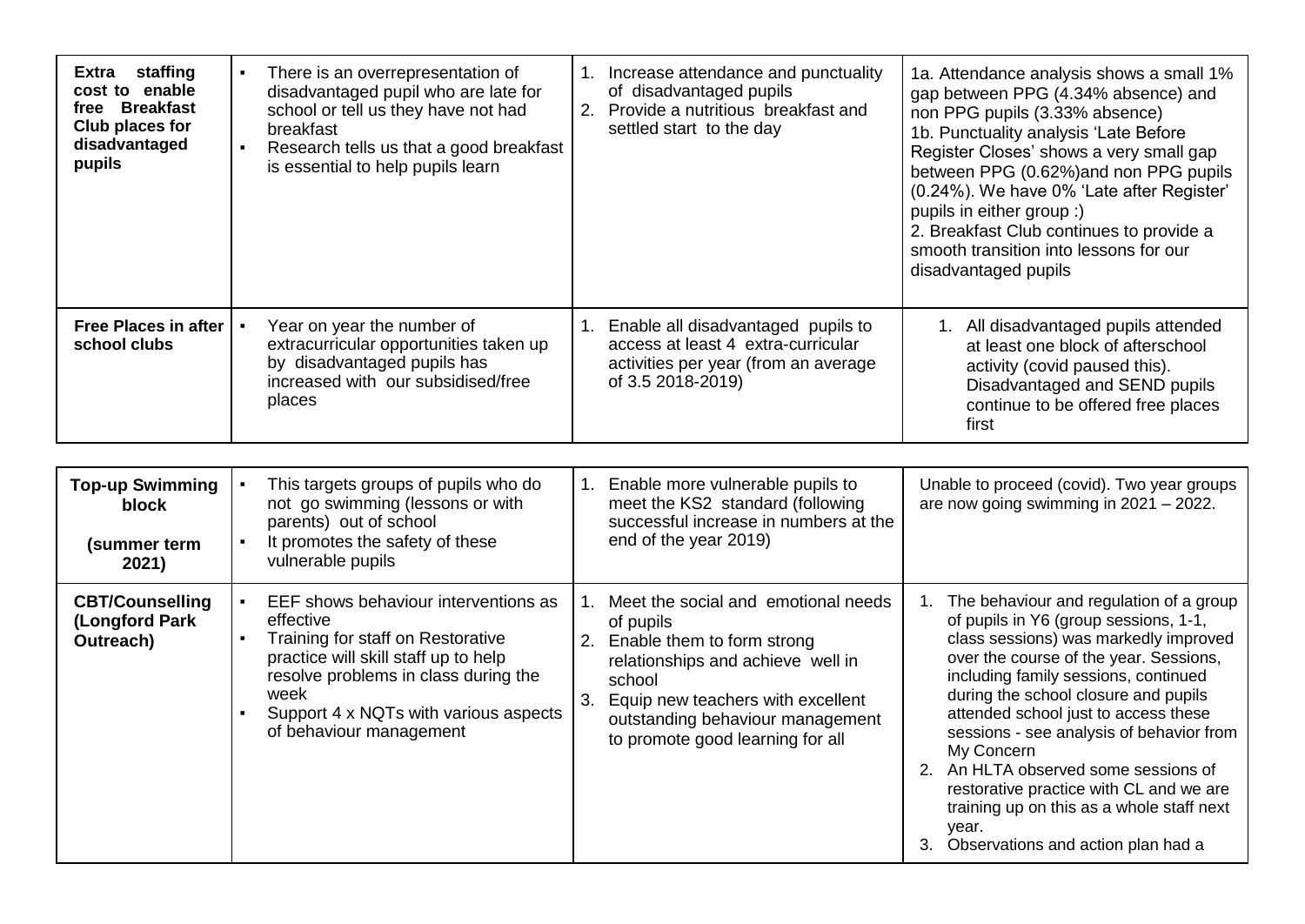| | | | |
|---|---|---|---|
| **Extra staffing cost to enable free Breakfast Club places for disadvantaged pupils** | ▪ There is an overrepresentation of disadvantaged pupil who are late for school or tell us they have not had breakfast<br>▪ Research tells us that a good breakfast is essential to help pupils learn | 1. Increase attendance and punctuality of disadvantaged pupils<br>2. Provide a nutritious breakfast and settled start to the day | 1a. Attendance analysis shows a small 1% gap between PPG (4.34% absence) and non PPG pupils (3.33% absence)<br>1b. Punctuality analysis 'Late Before Register Closes' shows a very small gap between PPG (0.62%)and non PPG pupils (0.24%). We have 0% 'Late after Register' pupils in either group :)<br>2. Breakfast Club continues to provide a smooth transition into lessons for our disadvantaged pupils |
| **Free Places in after school clubs** | ▪ Year on year the number of extracurricular opportunities taken up by disadvantaged pupils has increased with our subsidised/free places | 1. Enable all disadvantaged pupils to access at least 4 extra-curricular activities per year (from an average of 3.5 2018-2019) | 1. All disadvantaged pupils attended at least one block of afterschool activity (covid paused this). Disadvantaged and SEND pupils continue to be offered free places first |

| | | | |
|---|---|---|---|
| **Top-up Swimming block**<br><br>**(summer term 2021)** | ▪ This targets groups of pupils who do not go swimming (lessons or with parents) out of school<br>▪ It promotes the safety of these vulnerable pupils | 1. Enable more vulnerable pupils to meet the KS2 standard (following successful increase in numbers at the end of the year 2019) | Unable to proceed (covid). Two year groups are now going swimming in 2021 – 2022. |
| **CBT/Counselling (Longford Park Outreach)** | ▪ EEF shows behaviour interventions as effective<br>▪ Training for staff on Restorative practice will skill staff up to help resolve problems in class during the week<br>▪ Support 4 x NQTs with various aspects of behaviour management | 1. Meet the social and emotional needs of pupils<br>2. Enable them to form strong relationships and achieve well in school<br>3. Equip new teachers with excellent outstanding behaviour management to promote good learning for all | 1. The behaviour and regulation of a group of pupils in Y6 (group sessions, 1-1, class sessions) was markedly improved over the course of the year. Sessions, including family sessions, continued during the school closure and pupils attended school just to access these sessions - see analysis of behavior from My Concern<br>2. An HLTA observed some sessions of restorative practice with CL and we are training up on this as a whole staff next year.<br>3. Observations and action plan had a |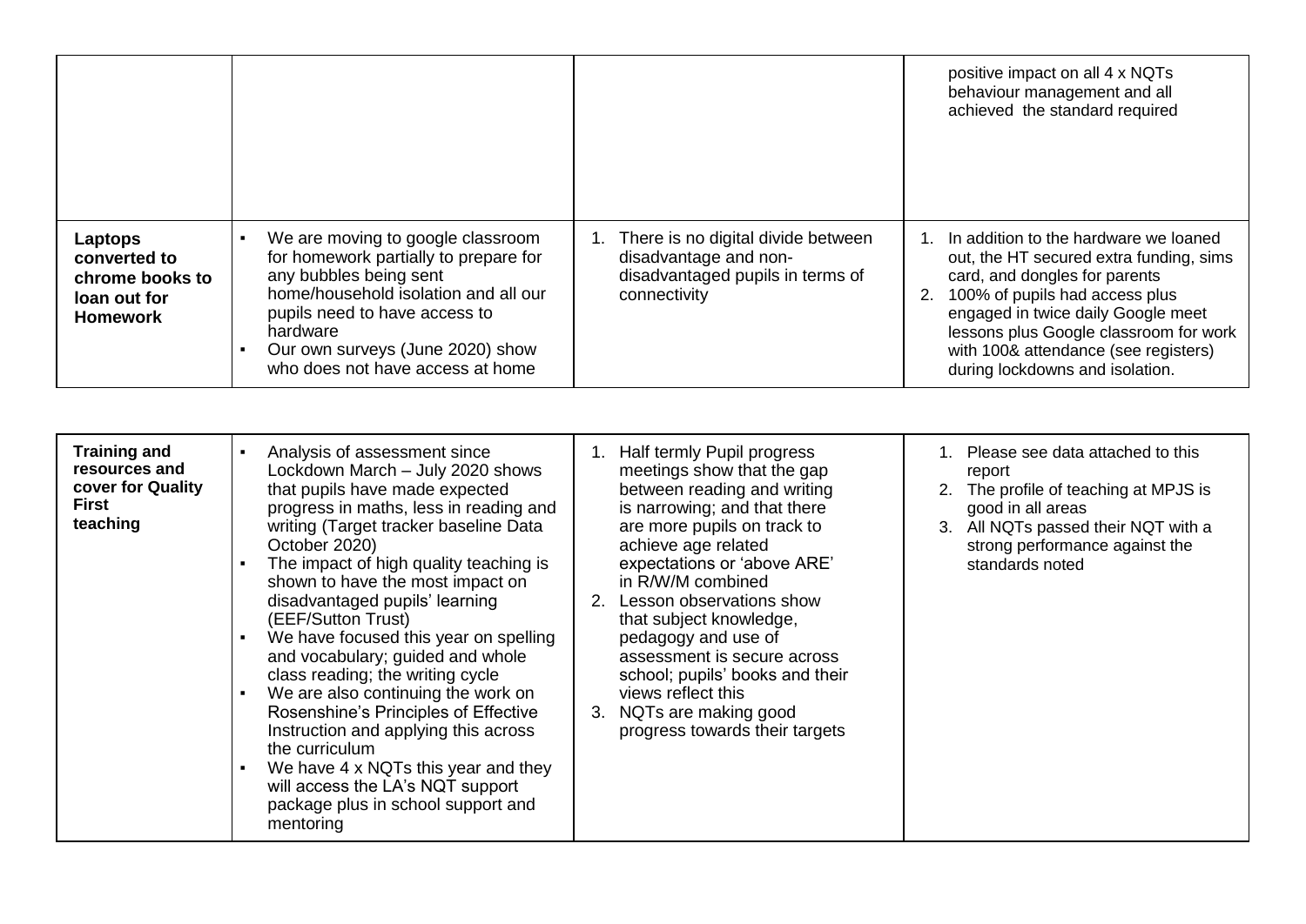| | | | |
|---|---|---|---|
| | | | positive impact on all 4 x NQTs behaviour management and all achieved the standard required |
| **Laptops converted to chrome books to loan out for Homework** | ▪ We are moving to google classroom for homework partially to prepare for any bubbles being sent home/household isolation and all our pupils need to have access to hardware<br>▪ Our own surveys (June 2020) show who does not have access at home | 1. There is no digital divide between disadvantage and non-disadvantaged pupils in terms of connectivity | 1. In addition to the hardware we loaned out, the HT secured extra funding, sims card, and dongles for parents<br>2. 100% of pupils had access plus engaged in twice daily Google meet lessons plus Google classroom for work with 100& attendance (see registers) during lockdowns and isolation. |

| | | | |
|---|---|---|---|
| **Training and resources and cover for Quality First teaching** | ▪ Analysis of assessment since Lockdown March – July 2020 shows that pupils have made expected progress in maths, less in reading and writing (Target tracker baseline Data October 2020)<br>▪ The impact of high quality teaching is shown to have the most impact on disadvantaged pupils' learning (EEF/Sutton Trust)<br>▪ We have focused this year on spelling and vocabulary; guided and whole class reading; the writing cycle<br>▪ We are also continuing the work on Rosenshine's Principles of Effective Instruction and applying this across the curriculum<br>▪ We have 4 x NQTs this year and they will access the LA's NQT support package plus in school support and mentoring | 1. Half termly Pupil progress meetings show that the gap between reading and writing is narrowing; and that there are more pupils on track to achieve age related expectations or 'above ARE' in R/W/M combined<br>2. Lesson observations show that subject knowledge, pedagogy and use of assessment is secure across school; pupils' books and their views reflect this<br>3. NQTs are making good progress towards their targets | 1. Please see data attached to this report<br>2. The profile of teaching at MPJS is good in all areas<br>3. All NQTs passed their NQT with a strong performance against the standards noted |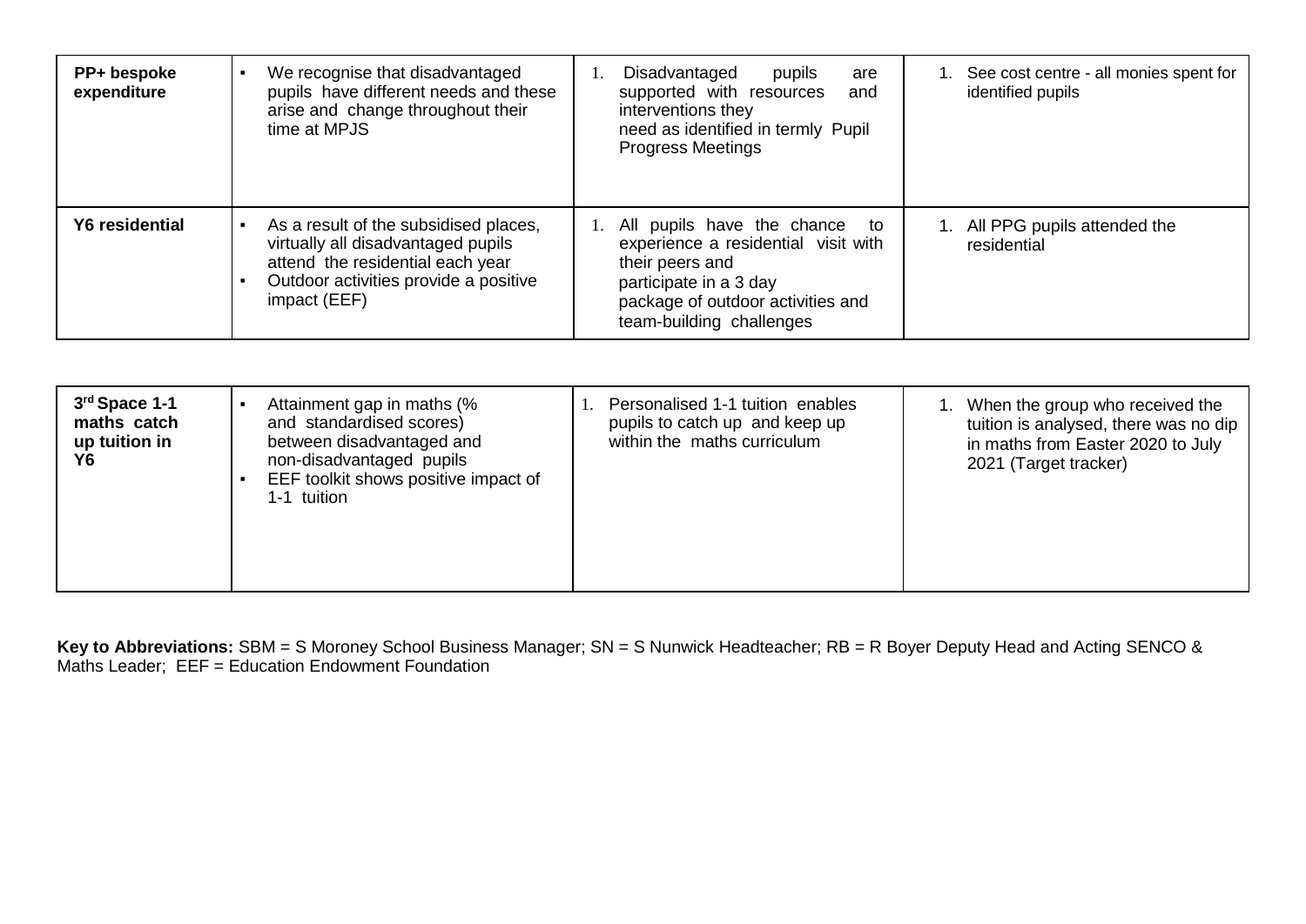| | | | |
|---|---|---|---|
| **PP+ bespoke expenditure** | ▪ We recognise that disadvantaged pupils have different needs and these arise and change throughout their time at MPJS | 1. Disadvantaged pupils are supported with resources and interventions they need as identified in termly Pupil Progress Meetings | 1. See cost centre - all monies spent for identified pupils |
| **Y6 residential** | ▪ As a result of the subsidised places, virtually all disadvantaged pupils attend the residential each year<br>▪ Outdoor activities provide a positive impact (EEF) | 1. All pupils have the chance to experience a residential visit with their peers and participate in a 3 day package of outdoor activities and team-building challenges | 1. All PPG pupils attended the residential |

| | | | |
|---|---|---|---|
| **3rd Space 1-1 maths catch up tuition in Y6** | ▪ Attainment gap in maths (% and standardised scores) between disadvantaged and non-disadvantaged pupils<br>▪ EEF toolkit shows positive impact of 1-1 tuition | 1. Personalised 1-1 tuition enables pupils to catch up and keep up within the maths curriculum | 1. When the group who received the tuition is analysed, there was no dip in maths from Easter 2020 to July 2021 (Target tracker) |

**Key to Abbreviations:** SBM = S Moroney School Business Manager; SN = S Nunwick Headteacher; RB = R Boyer Deputy Head and Acting SENCO & Maths Leader; EEF = Education Endowment Foundation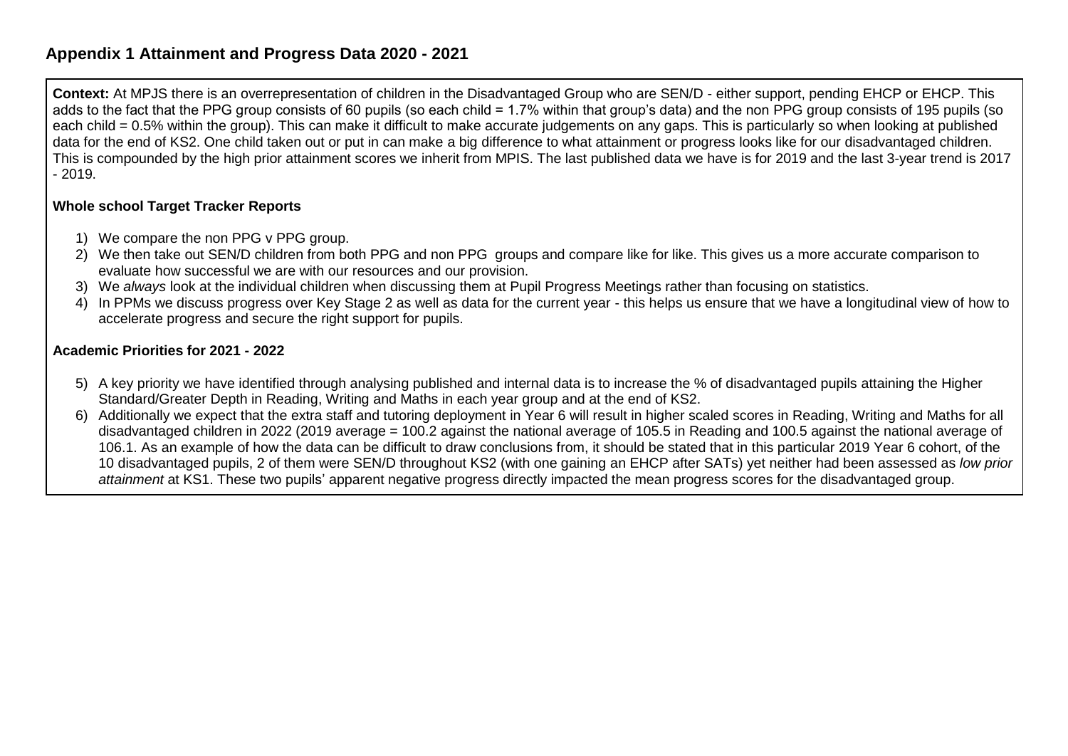## Appendix 1 Attainment and Progress Data 2020 - 2021

**Context:** At MPJS there is an overrepresentation of children in the Disadvantaged Group who are SEN/D - either support, pending EHCP or EHCP. This adds to the fact that the PPG group consists of 60 pupils (so each child = 1.7% within that group's data) and the non PPG group consists of 195 pupils (so each child = 0.5% within the group). This can make it difficult to make accurate judgements on any gaps. This is particularly so when looking at published data for the end of KS2. One child taken out or put in can make a big difference to what attainment or progress looks like for our disadvantaged children. This is compounded by the high prior attainment scores we inherit from MPIS. The last published data we have is for 2019 and the last 3-year trend is 2017 - 2019.

**Whole school Target Tracker Reports**

1) We compare the non PPG v PPG group.
2) We then take out SEN/D children from both PPG and non PPG groups and compare like for like. This gives us a more accurate comparison to evaluate how successful we are with our resources and our provision.
3) We *always* look at the individual children when discussing them at Pupil Progress Meetings rather than focusing on statistics.
4) In PPMs we discuss progress over Key Stage 2 as well as data for the current year - this helps us ensure that we have a longitudinal view of how to accelerate progress and secure the right support for pupils.

**Academic Priorities for 2021 - 2022**

5) A key priority we have identified through analysing published and internal data is to increase the % of disadvantaged pupils attaining the Higher Standard/Greater Depth in Reading, Writing and Maths in each year group and at the end of KS2.
6) Additionally we expect that the extra staff and tutoring deployment in Year 6 will result in higher scaled scores in Reading, Writing and Maths for all disadvantaged children in 2022 (2019 average = 100.2 against the national average of 105.5 in Reading and 100.5 against the national average of 106.1. As an example of how the data can be difficult to draw conclusions from, it should be stated that in this particular 2019 Year 6 cohort, of the 10 disadvantaged pupils, 2 of them were SEN/D throughout KS2 (with one gaining an EHCP after SATs) yet neither had been assessed as *low prior attainment* at KS1. These two pupils' apparent negative progress directly impacted the mean progress scores for the disadvantaged group.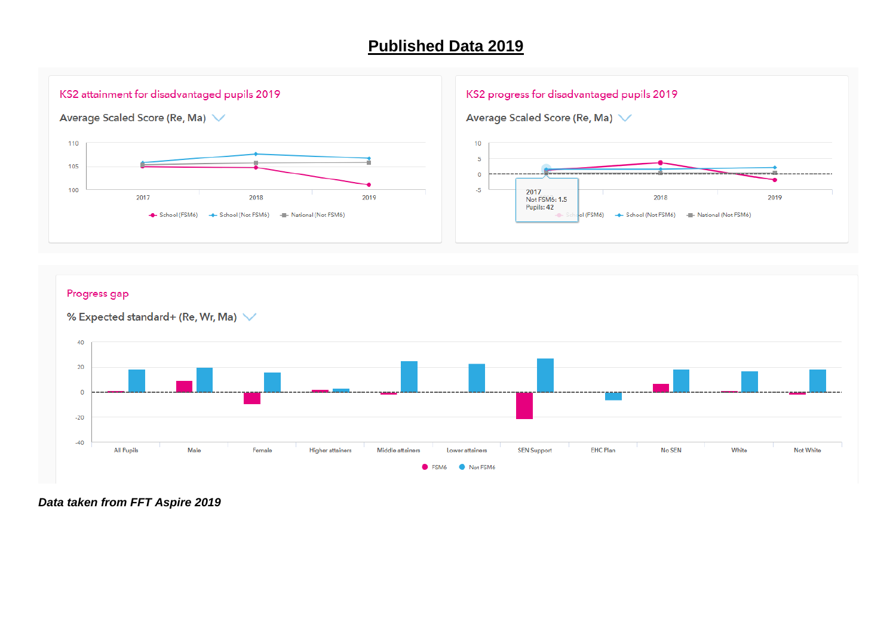# Published Data 2019

## KS2 attainment for disadvantaged pupils 2019

Average Scaled Score (Re, Ma)

110

105

100

2017 2018 2019

School (FSM6) School (Not FSM6) National (Not FSM6)

## KS2 progress for disadvantaged pupils 2019

Average Scaled Score (Re, Ma)

10

5

0

-5

2017
Not FSM6: 1.5
Pupils: 42

2018 2019

School (FSM6) School (Not FSM6) National (Not FSM6)

## Progress gap

% Expected standard+ (Re, Wr, Ma)

40

20

0

-20

-40

All Pupils Male Female Higher attainers Middle attainers Lower attainers SEN Support EHC Plan No SEN White Not White

FSM6 Not FSM6

***Data taken from FFT Aspire 2019***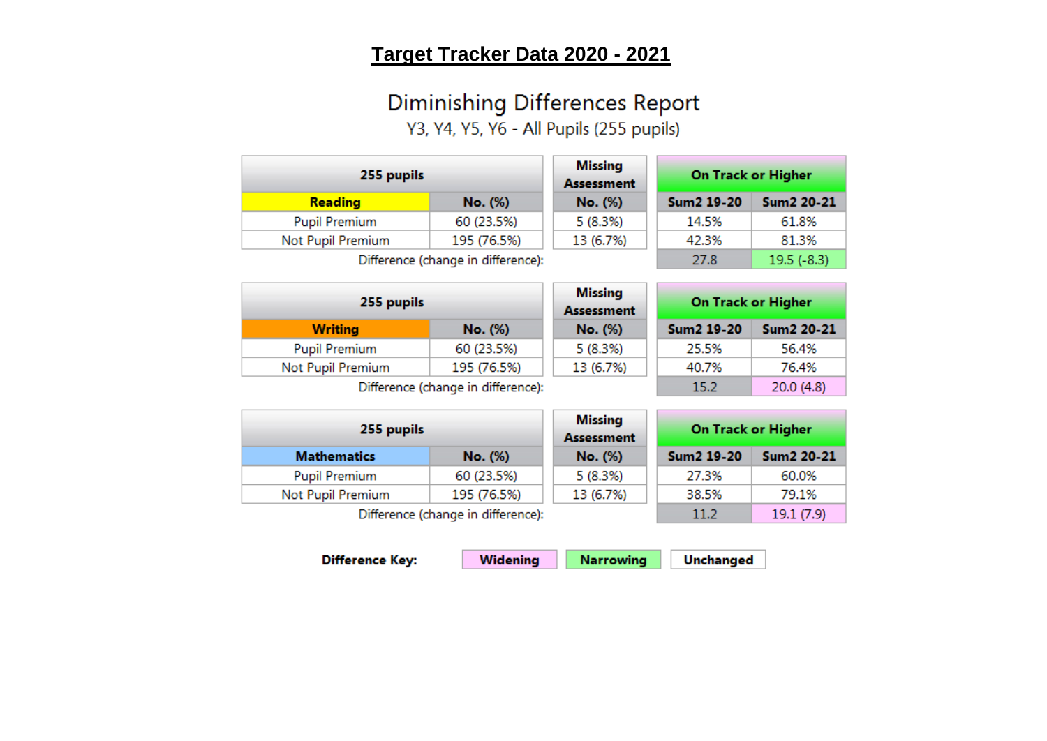# Target Tracker Data 2020 - 2021

## Diminishing Differences Report

Y3, Y4, Y5, Y6 - All Pupils (255 pupils)

| 255 pupils | | Missing Assessment | On Track or Higher | |
|---|---|---|---|---|
| **Reading** | **No. (%)** | **No. (%)** | **Sum2 19-20** | **Sum2 20-21** |
| Pupil Premium | 60 (23.5%) | 5 (8.3%) | 14.5% | 61.8% |
| Not Pupil Premium | 195 (76.5%) | 13 (6.7%) | 42.3% | 81.3% |
| Difference (change in difference): | | | 27.8 | 19.5 (-8.3) |

| 255 pupils | | Missing Assessment | On Track or Higher | |
|---|---|---|---|---|
| **Writing** | **No. (%)** | **No. (%)** | **Sum2 19-20** | **Sum2 20-21** |
| Pupil Premium | 60 (23.5%) | 5 (8.3%) | 25.5% | 56.4% |
| Not Pupil Premium | 195 (76.5%) | 13 (6.7%) | 40.7% | 76.4% |
| Difference (change in difference): | | | 15.2 | 20.0 (4.8) |

| 255 pupils | | Missing Assessment | On Track or Higher | |
|---|---|---|---|---|
| **Mathematics** | **No. (%)** | **No. (%)** | **Sum2 19-20** | **Sum2 20-21** |
| Pupil Premium | 60 (23.5%) | 5 (8.3%) | 27.3% | 60.0% |
| Not Pupil Premium | 195 (76.5%) | 13 (6.7%) | 38.5% | 79.1% |
| Difference (change in difference): | | | 11.2 | 19.1 (7.9) |

**Difference Key:** **Widening** **Narrowing** **Unchanged**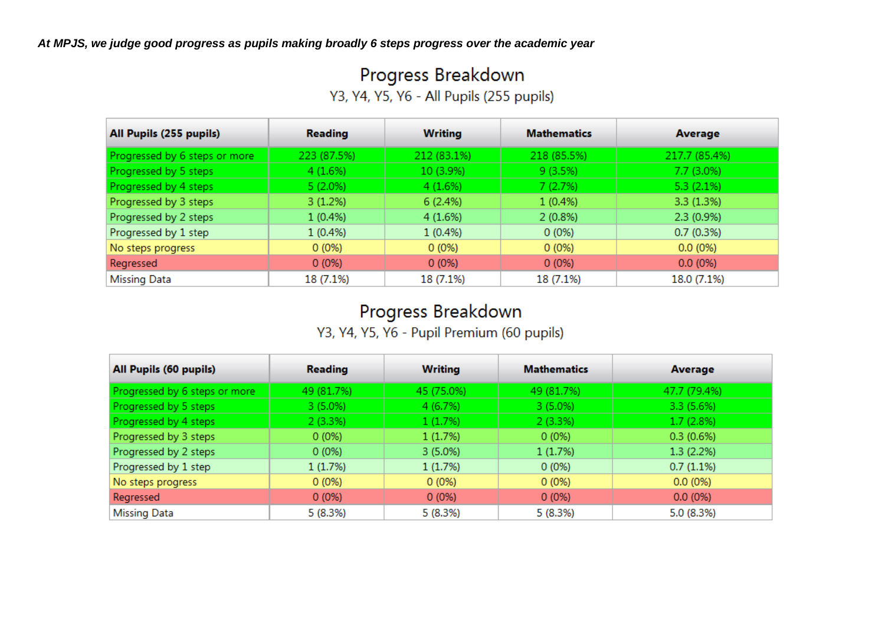***At MPJS, we judge good progress as pupils making broadly 6 steps progress over the academic year***

## Progress Breakdown

Y3, Y4, Y5, Y6 - All Pupils (255 pupils)

| All Pupils (255 pupils) | Reading | Writing | Mathematics | Average |
|---|---|---|---|---|
| Progressed by 6 steps or more | 223 (87.5%) | 212 (83.1%) | 218 (85.5%) | 217.7 (85.4%) |
| Progressed by 5 steps | 4 (1.6%) | 10 (3.9%) | 9 (3.5%) | 7.7 (3.0%) |
| Progressed by 4 steps | 5 (2.0%) | 4 (1.6%) | 7 (2.7%) | 5.3 (2.1%) |
| Progressed by 3 steps | 3 (1.2%) | 6 (2.4%) | 1 (0.4%) | 3.3 (1.3%) |
| Progressed by 2 steps | 1 (0.4%) | 4 (1.6%) | 2 (0.8%) | 2.3 (0.9%) |
| Progressed by 1 step | 1 (0.4%) | 1 (0.4%) | 0 (0%) | 0.7 (0.3%) |
| No steps progress | 0 (0%) | 0 (0%) | 0 (0%) | 0.0 (0%) |
| Regressed | 0 (0%) | 0 (0%) | 0 (0%) | 0.0 (0%) |
| Missing Data | 18 (7.1%) | 18 (7.1%) | 18 (7.1%) | 18.0 (7.1%) |

## Progress Breakdown

Y3, Y4, Y5, Y6 - Pupil Premium (60 pupils)

| All Pupils (60 pupils) | Reading | Writing | Mathematics | Average |
|---|---|---|---|---|
| Progressed by 6 steps or more | 49 (81.7%) | 45 (75.0%) | 49 (81.7%) | 47.7 (79.4%) |
| Progressed by 5 steps | 3 (5.0%) | 4 (6.7%) | 3 (5.0%) | 3.3 (5.6%) |
| Progressed by 4 steps | 2 (3.3%) | 1 (1.7%) | 2 (3.3%) | 1.7 (2.8%) |
| Progressed by 3 steps | 0 (0%) | 1 (1.7%) | 0 (0%) | 0.3 (0.6%) |
| Progressed by 2 steps | 0 (0%) | 3 (5.0%) | 1 (1.7%) | 1.3 (2.2%) |
| Progressed by 1 step | 1 (1.7%) | 1 (1.7%) | 0 (0%) | 0.7 (1.1%) |
| No steps progress | 0 (0%) | 0 (0%) | 0 (0%) | 0.0 (0%) |
| Regressed | 0 (0%) | 0 (0%) | 0 (0%) | 0.0 (0%) |
| Missing Data | 5 (8.3%) | 5 (8.3%) | 5 (8.3%) | 5.0 (8.3%) |